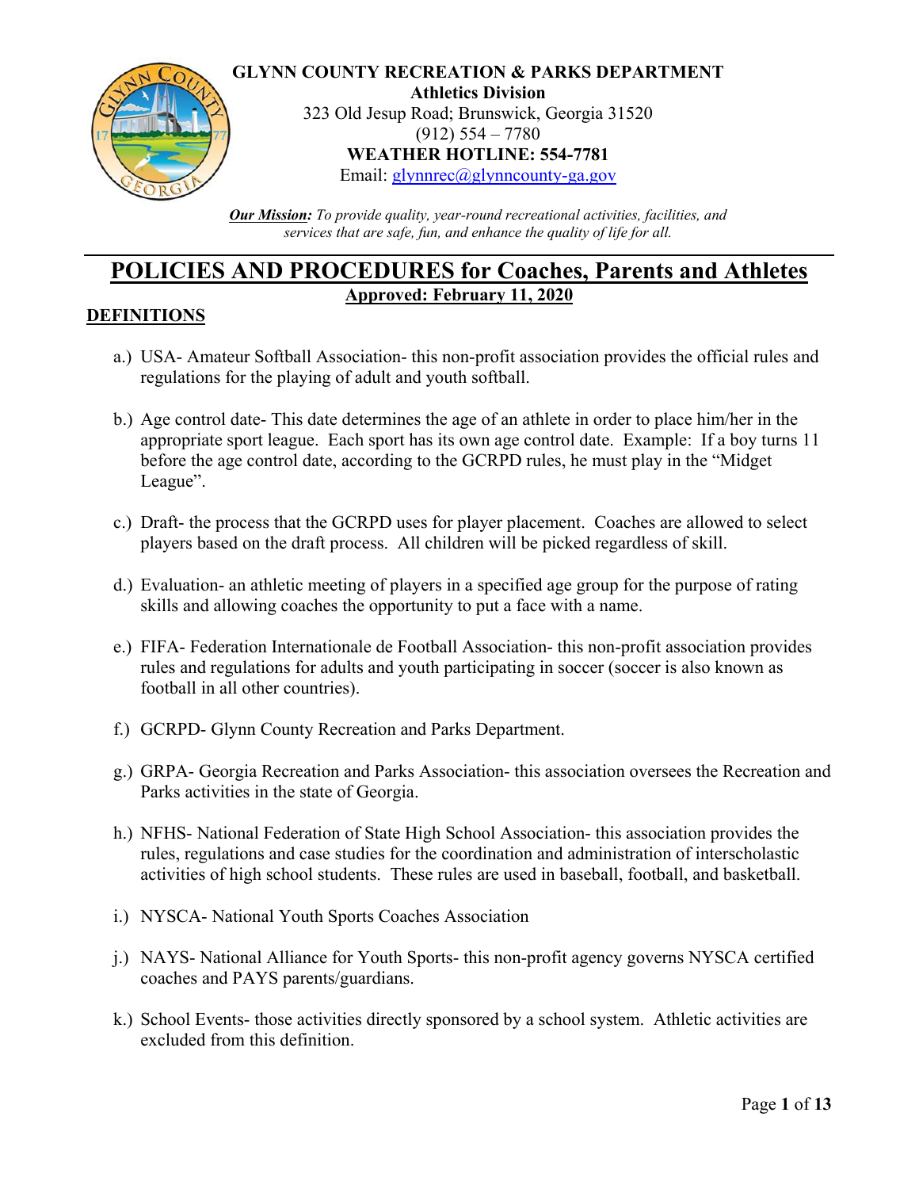**GLYNN COUNTY RECREATION & PARKS DEPARTMENT**
**Athletics Division**
323 Old Jesup Road; Brunswick, Georgia 31520
(912) 554 – 7780
**WEATHER HOTLINE: 554-7781**
Email: glynnrec@glynncounty-ga.gov

***Our Mission:*** *To provide quality, year-round recreational activities, facilities, and services that are safe, fun, and enhance the quality of life for all.*

# POLICIES AND PROCEDURES for Coaches, Parents and Athletes

**Approved: February 11, 2020**

## DEFINITIONS

a.) USA- Amateur Softball Association- this non-profit association provides the official rules and regulations for the playing of adult and youth softball.

b.) Age control date- This date determines the age of an athlete in order to place him/her in the appropriate sport league. Each sport has its own age control date. Example: If a boy turns 11 before the age control date, according to the GCRPD rules, he must play in the "Midget League".

c.) Draft- the process that the GCRPD uses for player placement. Coaches are allowed to select players based on the draft process. All children will be picked regardless of skill.

d.) Evaluation- an athletic meeting of players in a specified age group for the purpose of rating skills and allowing coaches the opportunity to put a face with a name.

e.) FIFA- Federation Internationale de Football Association- this non-profit association provides rules and regulations for adults and youth participating in soccer (soccer is also known as football in all other countries).

f.) GCRPD- Glynn County Recreation and Parks Department.

g.) GRPA- Georgia Recreation and Parks Association- this association oversees the Recreation and Parks activities in the state of Georgia.

h.) NFHS- National Federation of State High School Association- this association provides the rules, regulations and case studies for the coordination and administration of interscholastic activities of high school students. These rules are used in baseball, football, and basketball.

i.) NYSCA- National Youth Sports Coaches Association

j.) NAYS- National Alliance for Youth Sports- this non-profit agency governs NYSCA certified coaches and PAYS parents/guardians.

k.) School Events- those activities directly sponsored by a school system. Athletic activities are excluded from this definition.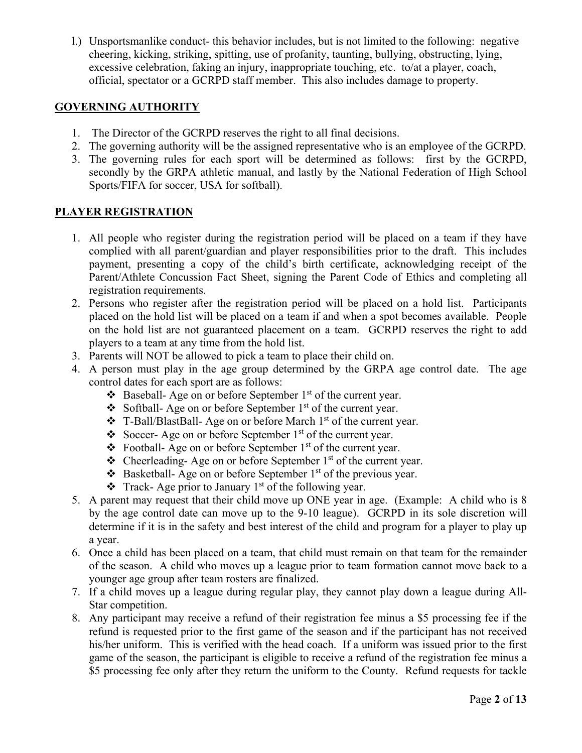l.) Unsportsmanlike conduct- this behavior includes, but is not limited to the following: negative cheering, kicking, striking, spitting, use of profanity, taunting, bullying, obstructing, lying, excessive celebration, faking an injury, inappropriate touching, etc. to/at a player, coach, official, spectator or a GCRPD staff member. This also includes damage to property.

## GOVERNING AUTHORITY

1. The Director of the GCRPD reserves the right to all final decisions.
2. The governing authority will be the assigned representative who is an employee of the GCRPD.
3. The governing rules for each sport will be determined as follows: first by the GCRPD, secondly by the GRPA athletic manual, and lastly by the National Federation of High School Sports/FIFA for soccer, USA for softball).

## PLAYER REGISTRATION

1. All people who register during the registration period will be placed on a team if they have complied with all parent/guardian and player responsibilities prior to the draft. This includes payment, presenting a copy of the child's birth certificate, acknowledging receipt of the Parent/Athlete Concussion Fact Sheet, signing the Parent Code of Ethics and completing all registration requirements.
2. Persons who register after the registration period will be placed on a hold list. Participants placed on the hold list will be placed on a team if and when a spot becomes available. People on the hold list are not guaranteed placement on a team. GCRPD reserves the right to add players to a team at any time from the hold list.
3. Parents will NOT be allowed to pick a team to place their child on.
4. A person must play in the age group determined by the GRPA age control date. The age control dates for each sport are as follows:
   - Baseball- Age on or before September 1st of the current year.
   - Softball- Age on or before September 1st of the current year.
   - T-Ball/BlastBall- Age on or before March 1st of the current year.
   - Soccer- Age on or before September 1st of the current year.
   - Football- Age on or before September 1st of the current year.
   - Cheerleading- Age on or before September 1st of the current year.
   - Basketball- Age on or before September 1st of the previous year.
   - Track- Age prior to January 1st of the following year.
5. A parent may request that their child move up ONE year in age. (Example: A child who is 8 by the age control date can move up to the 9-10 league). GCRPD in its sole discretion will determine if it is in the safety and best interest of the child and program for a player to play up a year.
6. Once a child has been placed on a team, that child must remain on that team for the remainder of the season. A child who moves up a league prior to team formation cannot move back to a younger age group after team rosters are finalized.
7. If a child moves up a league during regular play, they cannot play down a league during All-Star competition.
8. Any participant may receive a refund of their registration fee minus a $5 processing fee if the refund is requested prior to the first game of the season and if the participant has not received his/her uniform. This is verified with the head coach. If a uniform was issued prior to the first game of the season, the participant is eligible to receive a refund of the registration fee minus a $5 processing fee only after they return the uniform to the County. Refund requests for tackle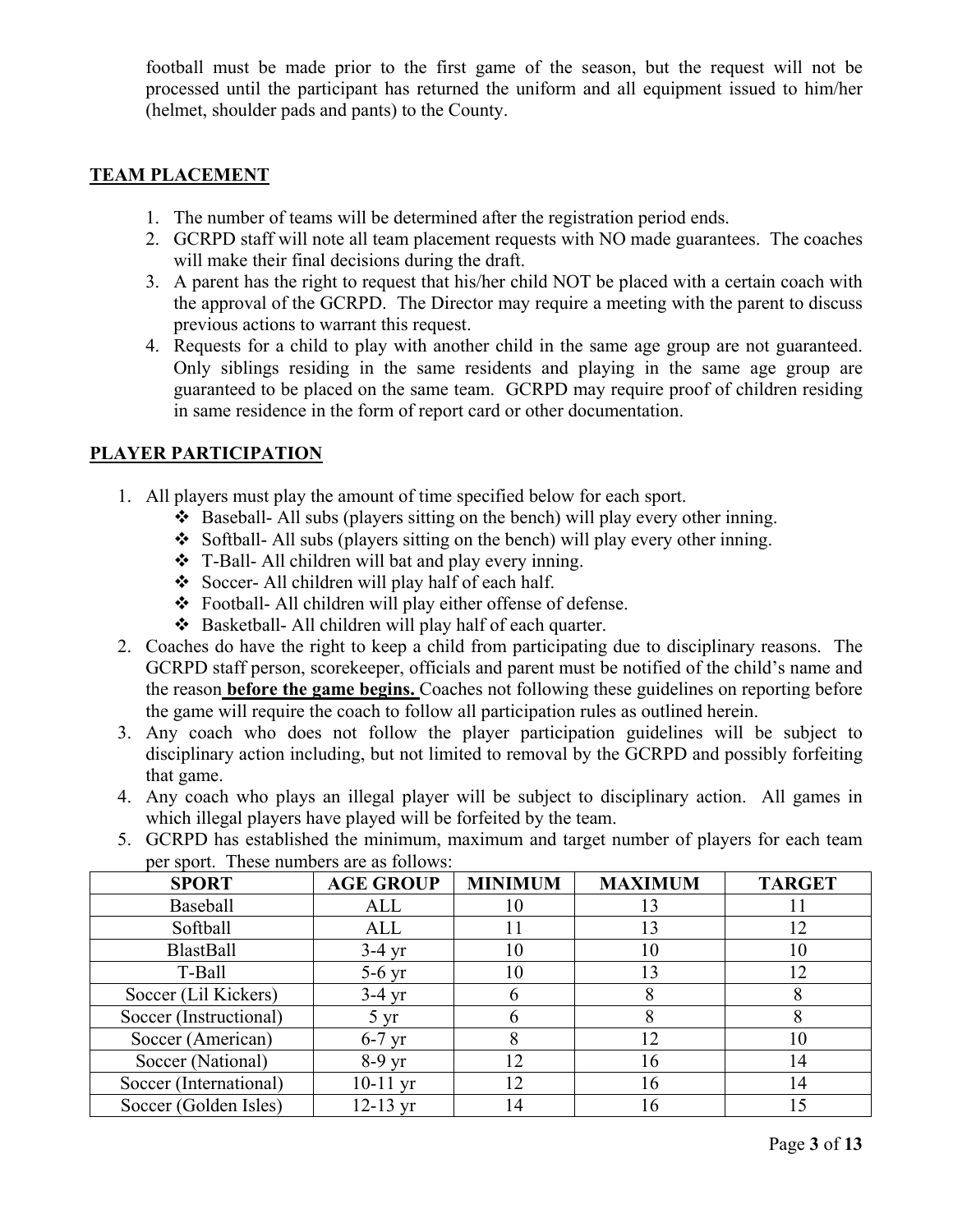football must be made prior to the first game of the season, but the request will not be processed until the participant has returned the uniform and all equipment issued to him/her (helmet, shoulder pads and pants) to the County.

## TEAM PLACEMENT

1. The number of teams will be determined after the registration period ends.
2. GCRPD staff will note all team placement requests with NO made guarantees. The coaches will make their final decisions during the draft.
3. A parent has the right to request that his/her child NOT be placed with a certain coach with the approval of the GCRPD. The Director may require a meeting with the parent to discuss previous actions to warrant this request.
4. Requests for a child to play with another child in the same age group are not guaranteed. Only siblings residing in the same residents and playing in the same age group are guaranteed to be placed on the same team. GCRPD may require proof of children residing in same residence in the form of report card or other documentation.

## PLAYER PARTICIPATION

1. All players must play the amount of time specified below for each sport.
   - Baseball- All subs (players sitting on the bench) will play every other inning.
   - Softball- All subs (players sitting on the bench) will play every other inning.
   - T-Ball- All children will bat and play every inning.
   - Soccer- All children will play half of each half.
   - Football- All children will play either offense of defense.
   - Basketball- All children will play half of each quarter.
2. Coaches do have the right to keep a child from participating due to disciplinary reasons. The GCRPD staff person, scorekeeper, officials and parent must be notified of the child's name and the reason **before the game begins.** Coaches not following these guidelines on reporting before the game will require the coach to follow all participation rules as outlined herein.
3. Any coach who does not follow the player participation guidelines will be subject to disciplinary action including, but not limited to removal by the GCRPD and possibly forfeiting that game.
4. Any coach who plays an illegal player will be subject to disciplinary action. All games in which illegal players have played will be forfeited by the team.
5. GCRPD has established the minimum, maximum and target number of players for each team per sport. These numbers are as follows:

| SPORT | AGE GROUP | MINIMUM | MAXIMUM | TARGET |
|---|---|---|---|---|
| Baseball | ALL | 10 | 13 | 11 |
| Softball | ALL | 11 | 13 | 12 |
| BlastBall | 3-4 yr | 10 | 10 | 10 |
| T-Ball | 5-6 yr | 10 | 13 | 12 |
| Soccer (Lil Kickers) | 3-4 yr | 6 | 8 | 8 |
| Soccer (Instructional) | 5 yr | 6 | 8 | 8 |
| Soccer (American) | 6-7 yr | 8 | 12 | 10 |
| Soccer (National) | 8-9 yr | 12 | 16 | 14 |
| Soccer (International) | 10-11 yr | 12 | 16 | 14 |
| Soccer (Golden Isles) | 12-13 yr | 14 | 16 | 15 |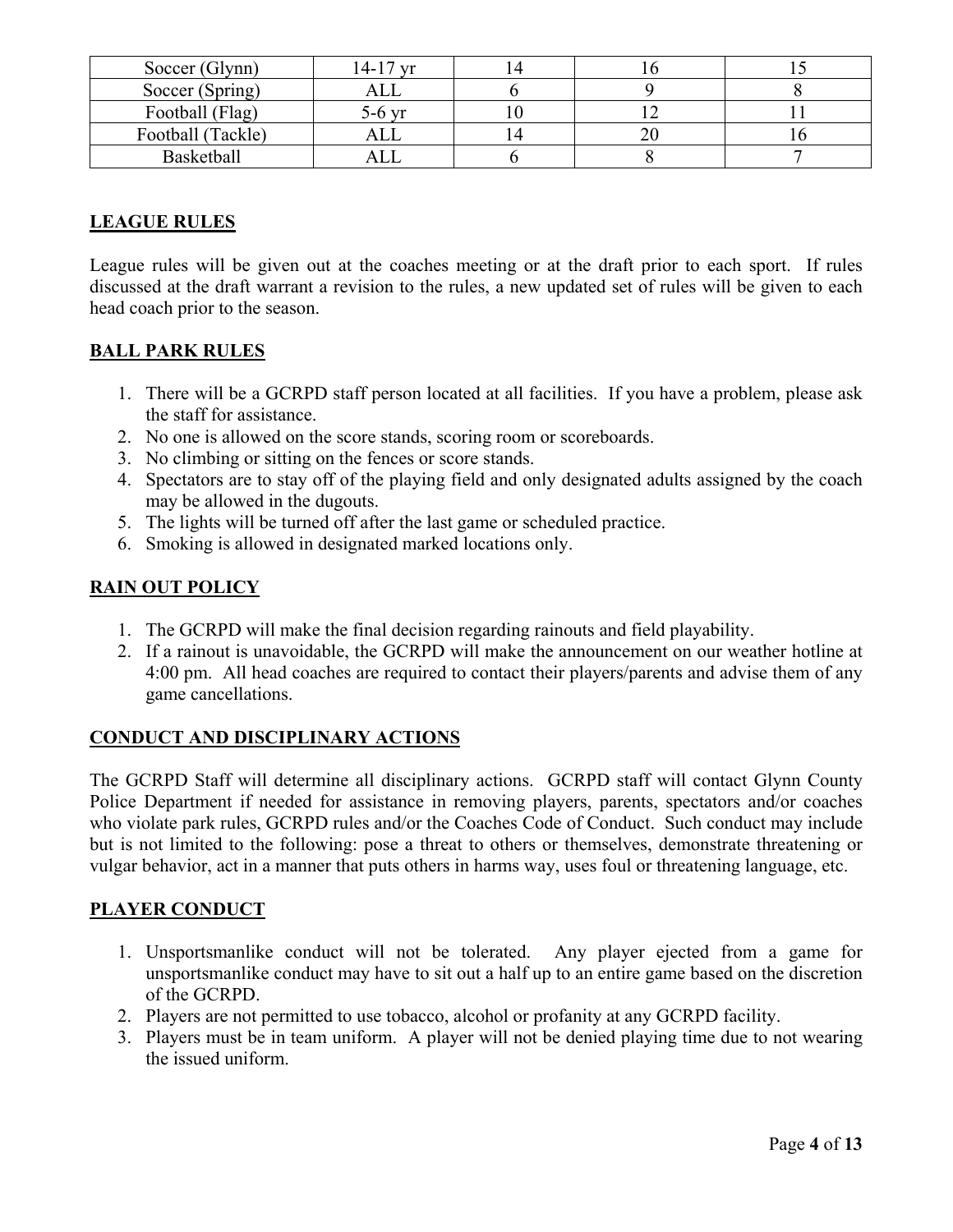| Soccer (Glynn) | 14-17 yr | 14 | 16 | 15 |
|---|---|---|---|---|
| Soccer (Spring) | ALL | 6 | 9 | 8 |
| Football (Flag) | 5-6 yr | 10 | 12 | 11 |
| Football (Tackle) | ALL | 14 | 20 | 16 |
| Basketball | ALL | 6 | 8 | 7 |

## LEAGUE RULES

League rules will be given out at the coaches meeting or at the draft prior to each sport. If rules discussed at the draft warrant a revision to the rules, a new updated set of rules will be given to each head coach prior to the season.

## BALL PARK RULES

1. There will be a GCRPD staff person located at all facilities. If you have a problem, please ask the staff for assistance.
2. No one is allowed on the score stands, scoring room or scoreboards.
3. No climbing or sitting on the fences or score stands.
4. Spectators are to stay off of the playing field and only designated adults assigned by the coach may be allowed in the dugouts.
5. The lights will be turned off after the last game or scheduled practice.
6. Smoking is allowed in designated marked locations only.

## RAIN OUT POLICY

1. The GCRPD will make the final decision regarding rainouts and field playability.
2. If a rainout is unavoidable, the GCRPD will make the announcement on our weather hotline at 4:00 pm. All head coaches are required to contact their players/parents and advise them of any game cancellations.

## CONDUCT AND DISCIPLINARY ACTIONS

The GCRPD Staff will determine all disciplinary actions. GCRPD staff will contact Glynn County Police Department if needed for assistance in removing players, parents, spectators and/or coaches who violate park rules, GCRPD rules and/or the Coaches Code of Conduct. Such conduct may include but is not limited to the following: pose a threat to others or themselves, demonstrate threatening or vulgar behavior, act in a manner that puts others in harms way, uses foul or threatening language, etc.

## PLAYER CONDUCT

1. Unsportsmanlike conduct will not be tolerated. Any player ejected from a game for unsportsmanlike conduct may have to sit out a half up to an entire game based on the discretion of the GCRPD.
2. Players are not permitted to use tobacco, alcohol or profanity at any GCRPD facility.
3. Players must be in team uniform. A player will not be denied playing time due to not wearing the issued uniform.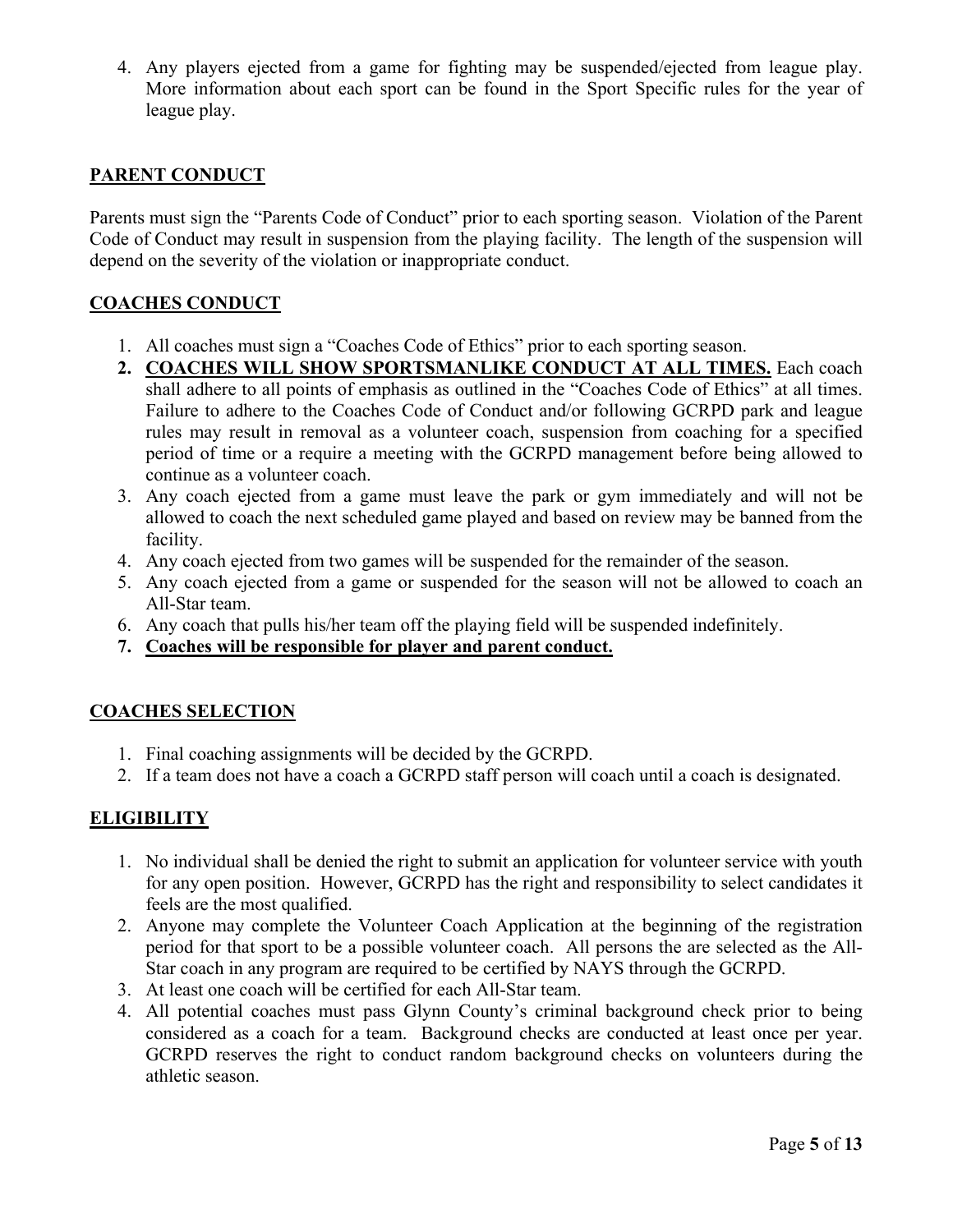4. Any players ejected from a game for fighting may be suspended/ejected from league play. More information about each sport can be found in the Sport Specific rules for the year of league play.

## PARENT CONDUCT

Parents must sign the "Parents Code of Conduct" prior to each sporting season. Violation of the Parent Code of Conduct may result in suspension from the playing facility. The length of the suspension will depend on the severity of the violation or inappropriate conduct.

## COACHES CONDUCT

1. All coaches must sign a "Coaches Code of Ethics" prior to each sporting season.
2. **COACHES WILL SHOW SPORTSMANLIKE CONDUCT AT ALL TIMES.** Each coach shall adhere to all points of emphasis as outlined in the "Coaches Code of Ethics" at all times. Failure to adhere to the Coaches Code of Conduct and/or following GCRPD park and league rules may result in removal as a volunteer coach, suspension from coaching for a specified period of time or a require a meeting with the GCRPD management before being allowed to continue as a volunteer coach.
3. Any coach ejected from a game must leave the park or gym immediately and will not be allowed to coach the next scheduled game played and based on review may be banned from the facility.
4. Any coach ejected from two games will be suspended for the remainder of the season.
5. Any coach ejected from a game or suspended for the season will not be allowed to coach an All-Star team.
6. Any coach that pulls his/her team off the playing field will be suspended indefinitely.
7. **Coaches will be responsible for player and parent conduct.**

## COACHES SELECTION

1. Final coaching assignments will be decided by the GCRPD.
2. If a team does not have a coach a GCRPD staff person will coach until a coach is designated.

## ELIGIBILITY

1. No individual shall be denied the right to submit an application for volunteer service with youth for any open position. However, GCRPD has the right and responsibility to select candidates it feels are the most qualified.
2. Anyone may complete the Volunteer Coach Application at the beginning of the registration period for that sport to be a possible volunteer coach. All persons the are selected as the All-Star coach in any program are required to be certified by NAYS through the GCRPD.
3. At least one coach will be certified for each All-Star team.
4. All potential coaches must pass Glynn County's criminal background check prior to being considered as a coach for a team. Background checks are conducted at least once per year. GCRPD reserves the right to conduct random background checks on volunteers during the athletic season.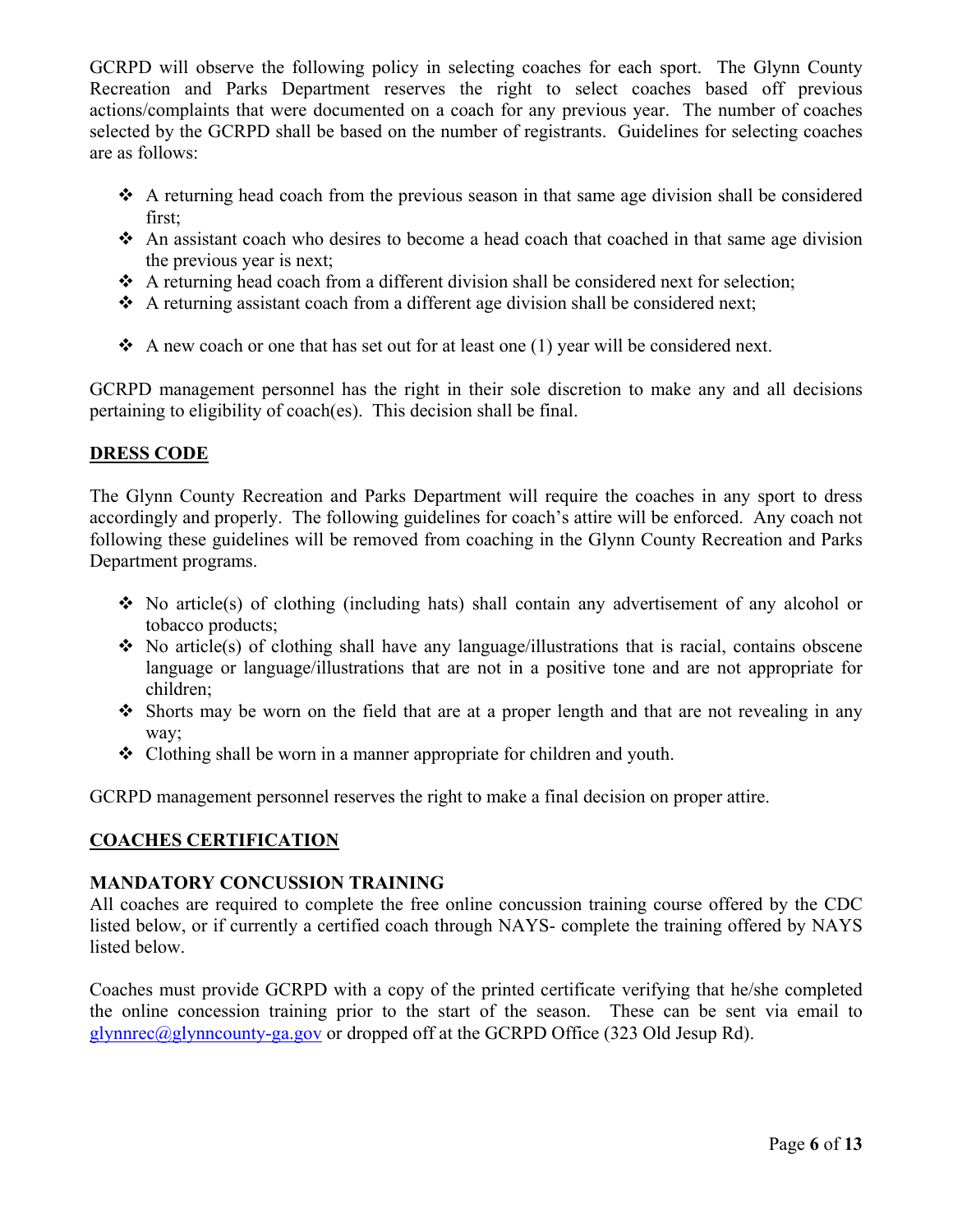GCRPD will observe the following policy in selecting coaches for each sport. The Glynn County Recreation and Parks Department reserves the right to select coaches based off previous actions/complaints that were documented on a coach for any previous year. The number of coaches selected by the GCRPD shall be based on the number of registrants. Guidelines for selecting coaches are as follows:

- A returning head coach from the previous season in that same age division shall be considered first;
- An assistant coach who desires to become a head coach that coached in that same age division the previous year is next;
- A returning head coach from a different division shall be considered next for selection;
- A returning assistant coach from a different age division shall be considered next;
- A new coach or one that has set out for at least one (1) year will be considered next.

GCRPD management personnel has the right in their sole discretion to make any and all decisions pertaining to eligibility of coach(es). This decision shall be final.

## DRESS CODE

The Glynn County Recreation and Parks Department will require the coaches in any sport to dress accordingly and properly. The following guidelines for coach's attire will be enforced. Any coach not following these guidelines will be removed from coaching in the Glynn County Recreation and Parks Department programs.

- No article(s) of clothing (including hats) shall contain any advertisement of any alcohol or tobacco products;
- No article(s) of clothing shall have any language/illustrations that is racial, contains obscene language or language/illustrations that are not in a positive tone and are not appropriate for children;
- Shorts may be worn on the field that are at a proper length and that are not revealing in any way;
- Clothing shall be worn in a manner appropriate for children and youth.

GCRPD management personnel reserves the right to make a final decision on proper attire.

## COACHES CERTIFICATION

### MANDATORY CONCUSSION TRAINING

All coaches are required to complete the free online concussion training course offered by the CDC listed below, or if currently a certified coach through NAYS- complete the training offered by NAYS listed below.

Coaches must provide GCRPD with a copy of the printed certificate verifying that he/she completed the online concession training prior to the start of the season. These can be sent via email to glynnrec@glynncounty-ga.gov or dropped off at the GCRPD Office (323 Old Jesup Rd).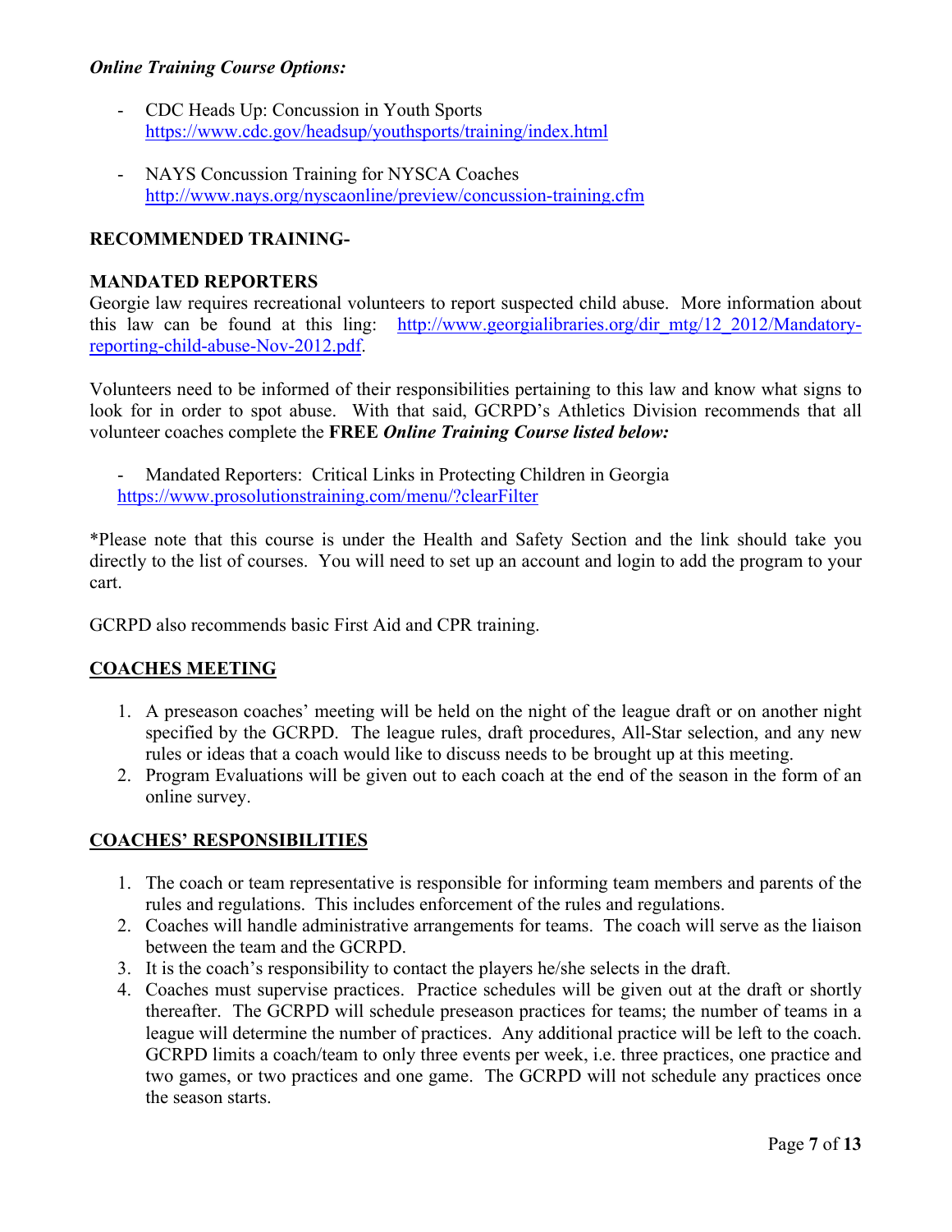***Online Training Course Options:***

- CDC Heads Up: Concussion in Youth Sports
  https://www.cdc.gov/headsup/youthsports/training/index.html

- NAYS Concussion Training for NYSCA Coaches
  http://www.nays.org/nyscaonline/preview/concussion-training.cfm

**RECOMMENDED TRAINING-**

**MANDATED REPORTERS**

Georgie law requires recreational volunteers to report suspected child abuse. More information about this law can be found at this ling: http://www.georgialibraries.org/dir_mtg/12_2012/Mandatory-reporting-child-abuse-Nov-2012.pdf.

Volunteers need to be informed of their responsibilities pertaining to this law and know what signs to look for in order to spot abuse. With that said, GCRPD's Athletics Division recommends that all volunteer coaches complete the **FREE** ***Online Training Course listed below:***

- Mandated Reporters: Critical Links in Protecting Children in Georgia
  https://www.prosolutionstraining.com/menu/?clearFilter

*Please note that this course is under the Health and Safety Section and the link should take you directly to the list of courses. You will need to set up an account and login to add the program to your cart.

GCRPD also recommends basic First Aid and CPR training.

## COACHES MEETING

1. A preseason coaches' meeting will be held on the night of the league draft or on another night specified by the GCRPD. The league rules, draft procedures, All-Star selection, and any new rules or ideas that a coach would like to discuss needs to be brought up at this meeting.
2. Program Evaluations will be given out to each coach at the end of the season in the form of an online survey.

## COACHES' RESPONSIBILITIES

1. The coach or team representative is responsible for informing team members and parents of the rules and regulations. This includes enforcement of the rules and regulations.
2. Coaches will handle administrative arrangements for teams. The coach will serve as the liaison between the team and the GCRPD.
3. It is the coach's responsibility to contact the players he/she selects in the draft.
4. Coaches must supervise practices. Practice schedules will be given out at the draft or shortly thereafter. The GCRPD will schedule preseason practices for teams; the number of teams in a league will determine the number of practices. Any additional practice will be left to the coach. GCRPD limits a coach/team to only three events per week, i.e. three practices, one practice and two games, or two practices and one game. The GCRPD will not schedule any practices once the season starts.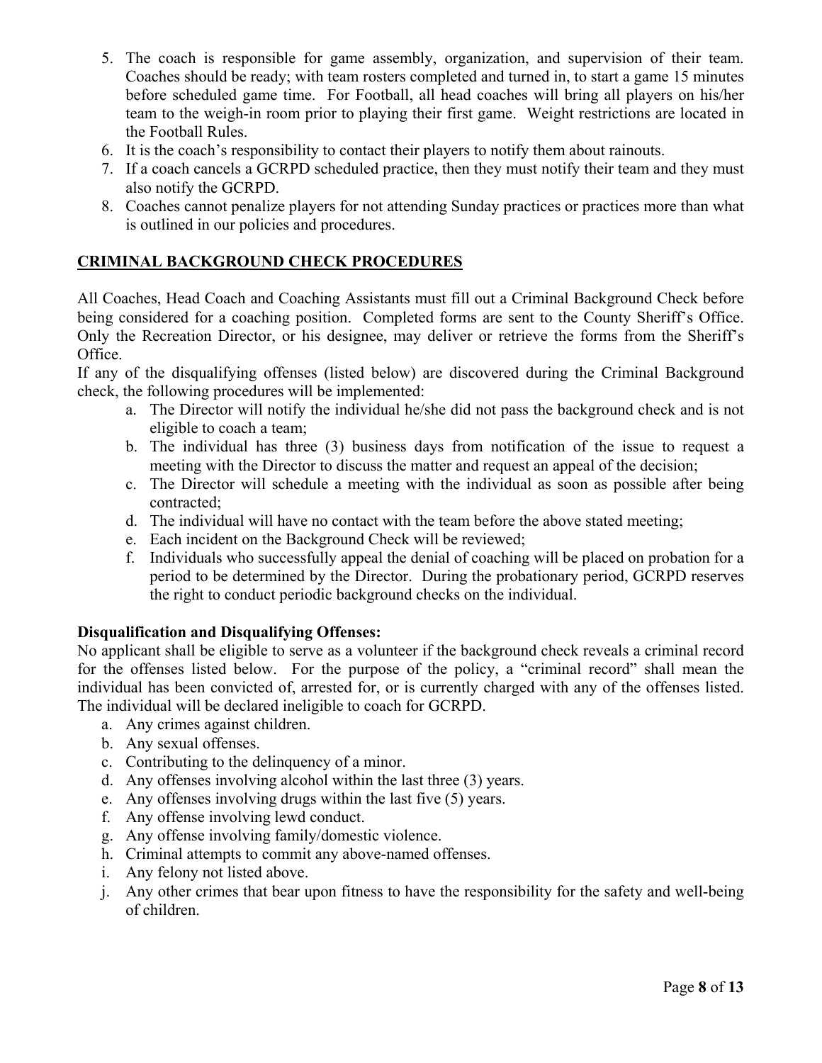5. The coach is responsible for game assembly, organization, and supervision of their team. Coaches should be ready; with team rosters completed and turned in, to start a game 15 minutes before scheduled game time. For Football, all head coaches will bring all players on his/her team to the weigh-in room prior to playing their first game. Weight restrictions are located in the Football Rules.
6. It is the coach's responsibility to contact their players to notify them about rainouts.
7. If a coach cancels a GCRPD scheduled practice, then they must notify their team and they must also notify the GCRPD.
8. Coaches cannot penalize players for not attending Sunday practices or practices more than what is outlined in our policies and procedures.

## CRIMINAL BACKGROUND CHECK PROCEDURES

All Coaches, Head Coach and Coaching Assistants must fill out a Criminal Background Check before being considered for a coaching position. Completed forms are sent to the County Sheriff's Office. Only the Recreation Director, or his designee, may deliver or retrieve the forms from the Sheriff's Office.

If any of the disqualifying offenses (listed below) are discovered during the Criminal Background check, the following procedures will be implemented:

a. The Director will notify the individual he/she did not pass the background check and is not eligible to coach a team;
b. The individual has three (3) business days from notification of the issue to request a meeting with the Director to discuss the matter and request an appeal of the decision;
c. The Director will schedule a meeting with the individual as soon as possible after being contracted;
d. The individual will have no contact with the team before the above stated meeting;
e. Each incident on the Background Check will be reviewed;
f. Individuals who successfully appeal the denial of coaching will be placed on probation for a period to be determined by the Director. During the probationary period, GCRPD reserves the right to conduct periodic background checks on the individual.

### Disqualification and Disqualifying Offenses:

No applicant shall be eligible to serve as a volunteer if the background check reveals a criminal record for the offenses listed below. For the purpose of the policy, a "criminal record" shall mean the individual has been convicted of, arrested for, or is currently charged with any of the offenses listed. The individual will be declared ineligible to coach for GCRPD.

a. Any crimes against children.
b. Any sexual offenses.
c. Contributing to the delinquency of a minor.
d. Any offenses involving alcohol within the last three (3) years.
e. Any offenses involving drugs within the last five (5) years.
f. Any offense involving lewd conduct.
g. Any offense involving family/domestic violence.
h. Criminal attempts to commit any above-named offenses.
i. Any felony not listed above.
j. Any other crimes that bear upon fitness to have the responsibility for the safety and well-being of children.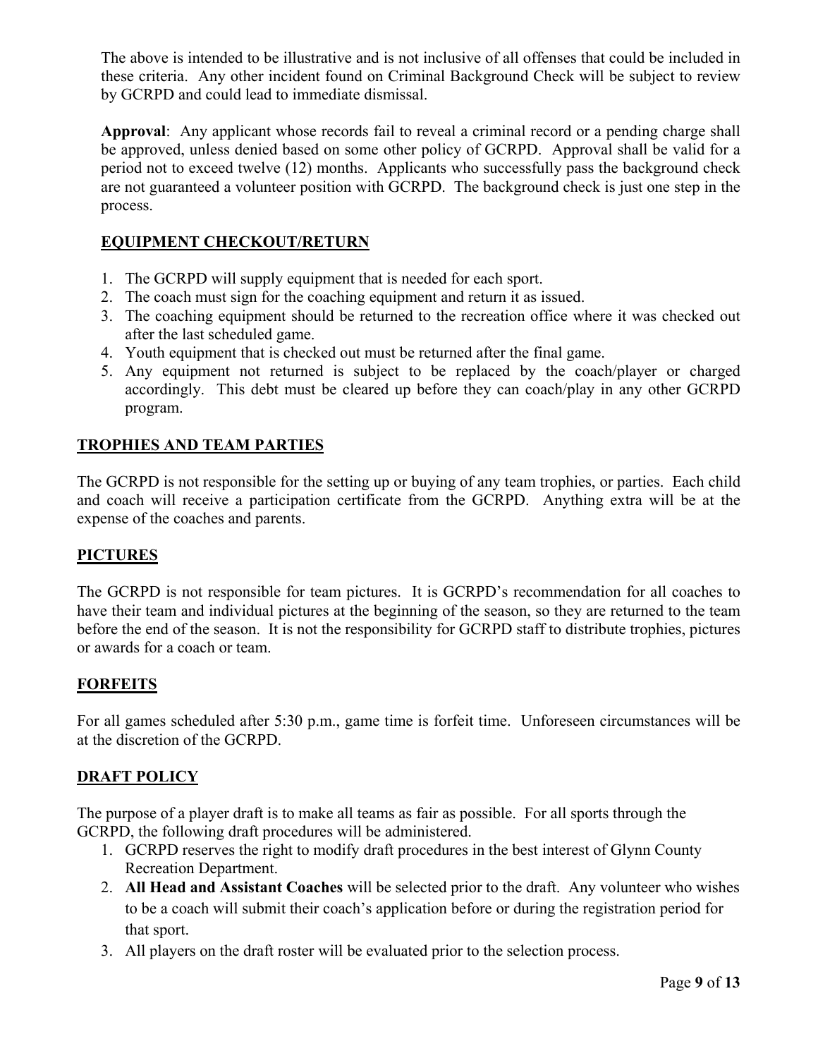The above is intended to be illustrative and is not inclusive of all offenses that could be included in these criteria. Any other incident found on Criminal Background Check will be subject to review by GCRPD and could lead to immediate dismissal.

**Approval**: Any applicant whose records fail to reveal a criminal record or a pending charge shall be approved, unless denied based on some other policy of GCRPD. Approval shall be valid for a period not to exceed twelve (12) months. Applicants who successfully pass the background check are not guaranteed a volunteer position with GCRPD. The background check is just one step in the process.

## EQUIPMENT CHECKOUT/RETURN

1. The GCRPD will supply equipment that is needed for each sport.
2. The coach must sign for the coaching equipment and return it as issued.
3. The coaching equipment should be returned to the recreation office where it was checked out after the last scheduled game.
4. Youth equipment that is checked out must be returned after the final game.
5. Any equipment not returned is subject to be replaced by the coach/player or charged accordingly. This debt must be cleared up before they can coach/play in any other GCRPD program.

## TROPHIES AND TEAM PARTIES

The GCRPD is not responsible for the setting up or buying of any team trophies, or parties. Each child and coach will receive a participation certificate from the GCRPD. Anything extra will be at the expense of the coaches and parents.

## PICTURES

The GCRPD is not responsible for team pictures. It is GCRPD's recommendation for all coaches to have their team and individual pictures at the beginning of the season, so they are returned to the team before the end of the season. It is not the responsibility for GCRPD staff to distribute trophies, pictures or awards for a coach or team.

## FORFEITS

For all games scheduled after 5:30 p.m., game time is forfeit time. Unforeseen circumstances will be at the discretion of the GCRPD.

## DRAFT POLICY

The purpose of a player draft is to make all teams as fair as possible. For all sports through the GCRPD, the following draft procedures will be administered.

1. GCRPD reserves the right to modify draft procedures in the best interest of Glynn County Recreation Department.
2. **All Head and Assistant Coaches** will be selected prior to the draft. Any volunteer who wishes to be a coach will submit their coach's application before or during the registration period for that sport.
3. All players on the draft roster will be evaluated prior to the selection process.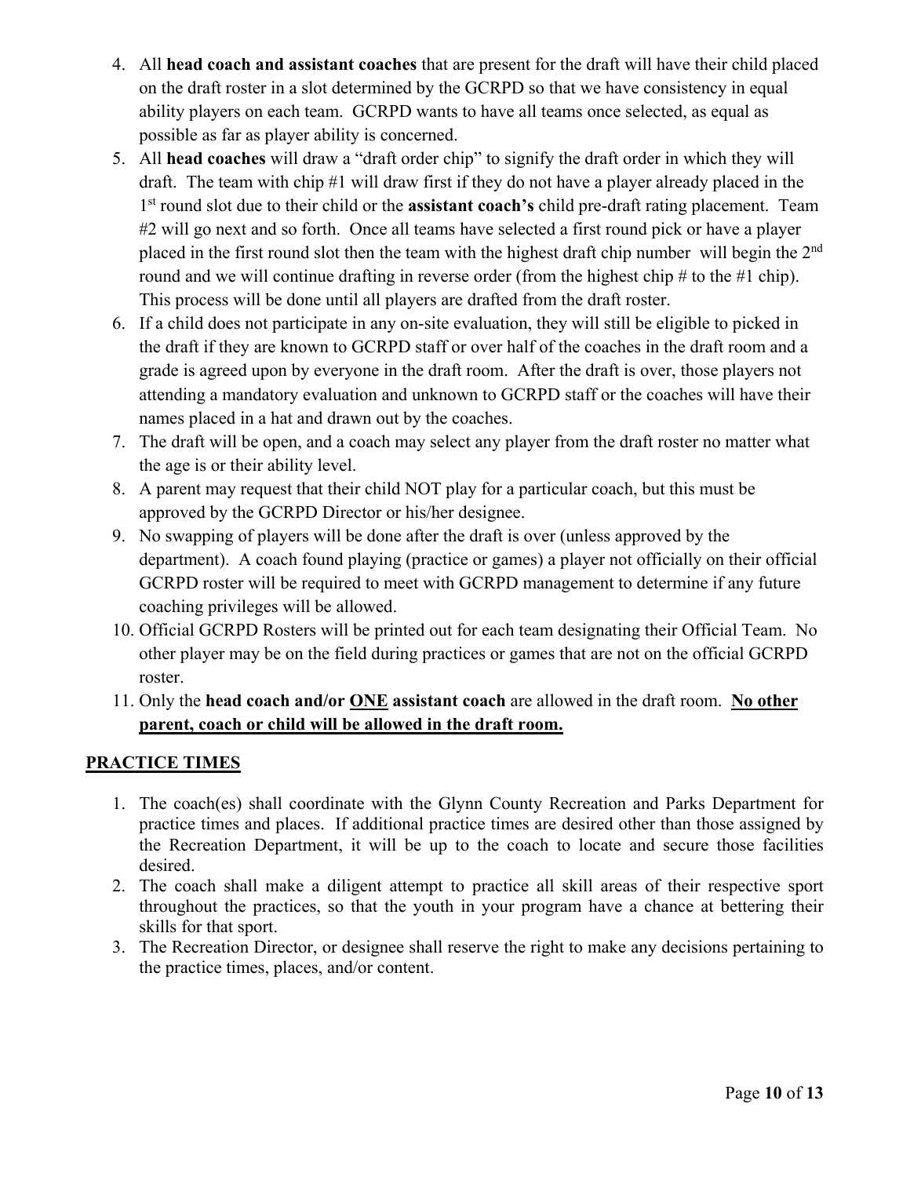4. All **head coach and assistant coaches** that are present for the draft will have their child placed on the draft roster in a slot determined by the GCRPD so that we have consistency in equal ability players on each team. GCRPD wants to have all teams once selected, as equal as possible as far as player ability is concerned.
5. All **head coaches** will draw a "draft order chip" to signify the draft order in which they will draft. The team with chip #1 will draw first if they do not have a player already placed in the 1st round slot due to their child or the **assistant coach's** child pre-draft rating placement. Team #2 will go next and so forth. Once all teams have selected a first round pick or have a player placed in the first round slot then the team with the highest draft chip number will begin the 2nd round and we will continue drafting in reverse order (from the highest chip # to the #1 chip). This process will be done until all players are drafted from the draft roster.
6. If a child does not participate in any on-site evaluation, they will still be eligible to picked in the draft if they are known to GCRPD staff or over half of the coaches in the draft room and a grade is agreed upon by everyone in the draft room. After the draft is over, those players not attending a mandatory evaluation and unknown to GCRPD staff or the coaches will have their names placed in a hat and drawn out by the coaches.
7. The draft will be open, and a coach may select any player from the draft roster no matter what the age is or their ability level.
8. A parent may request that their child NOT play for a particular coach, but this must be approved by the GCRPD Director or his/her designee.
9. No swapping of players will be done after the draft is over (unless approved by the department). A coach found playing (practice or games) a player not officially on their official GCRPD roster will be required to meet with GCRPD management to determine if any future coaching privileges will be allowed.
10. Official GCRPD Rosters will be printed out for each team designating their Official Team. No other player may be on the field during practices or games that are not on the official GCRPD roster.
11. Only the **head coach and/or <u>ONE</u> assistant coach** are allowed in the draft room. **<u>No other parent, coach or child will be allowed in the draft room.</u>**

## <u>PRACTICE TIMES</u>

1. The coach(es) shall coordinate with the Glynn County Recreation and Parks Department for practice times and places. If additional practice times are desired other than those assigned by the Recreation Department, it will be up to the coach to locate and secure those facilities desired.
2. The coach shall make a diligent attempt to practice all skill areas of their respective sport throughout the practices, so that the youth in your program have a chance at bettering their skills for that sport.
3. The Recreation Director, or designee shall reserve the right to make any decisions pertaining to the practice times, places, and/or content.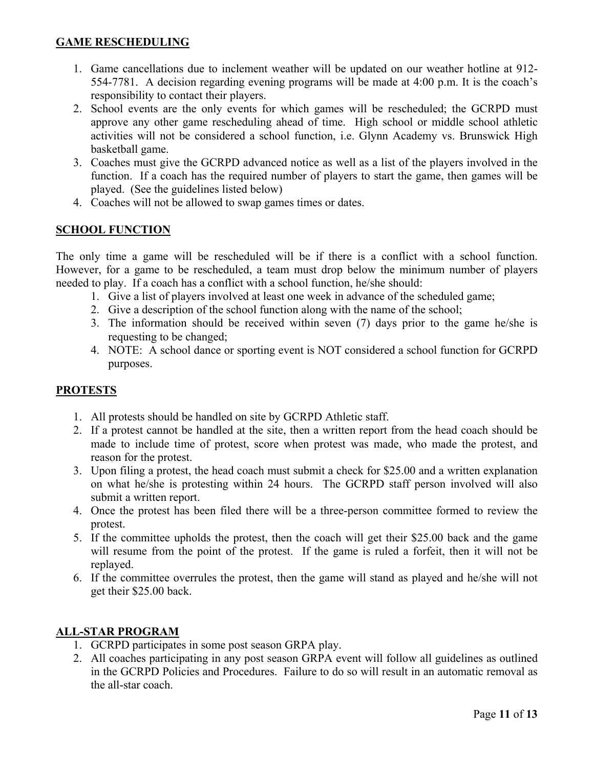## GAME RESCHEDULING

1. Game cancellations due to inclement weather will be updated on our weather hotline at 912-554-7781. A decision regarding evening programs will be made at 4:00 p.m. It is the coach's responsibility to contact their players.
2. School events are the only events for which games will be rescheduled; the GCRPD must approve any other game rescheduling ahead of time. High school or middle school athletic activities will not be considered a school function, i.e. Glynn Academy vs. Brunswick High basketball game.
3. Coaches must give the GCRPD advanced notice as well as a list of the players involved in the function. If a coach has the required number of players to start the game, then games will be played. (See the guidelines listed below)
4. Coaches will not be allowed to swap games times or dates.

## SCHOOL FUNCTION

The only time a game will be rescheduled will be if there is a conflict with a school function. However, for a game to be rescheduled, a team must drop below the minimum number of players needed to play. If a coach has a conflict with a school function, he/she should:

1. Give a list of players involved at least one week in advance of the scheduled game;
2. Give a description of the school function along with the name of the school;
3. The information should be received within seven (7) days prior to the game he/she is requesting to be changed;
4. NOTE: A school dance or sporting event is NOT considered a school function for GCRPD purposes.

## PROTESTS

1. All protests should be handled on site by GCRPD Athletic staff.
2. If a protest cannot be handled at the site, then a written report from the head coach should be made to include time of protest, score when protest was made, who made the protest, and reason for the protest.
3. Upon filing a protest, the head coach must submit a check for $25.00 and a written explanation on what he/she is protesting within 24 hours. The GCRPD staff person involved will also submit a written report.
4. Once the protest has been filed there will be a three-person committee formed to review the protest.
5. If the committee upholds the protest, then the coach will get their $25.00 back and the game will resume from the point of the protest. If the game is ruled a forfeit, then it will not be replayed.
6. If the committee overrules the protest, then the game will stand as played and he/she will not get their $25.00 back.

## ALL-STAR PROGRAM

1. GCRPD participates in some post season GRPA play.
2. All coaches participating in any post season GRPA event will follow all guidelines as outlined in the GCRPD Policies and Procedures. Failure to do so will result in an automatic removal as the all-star coach.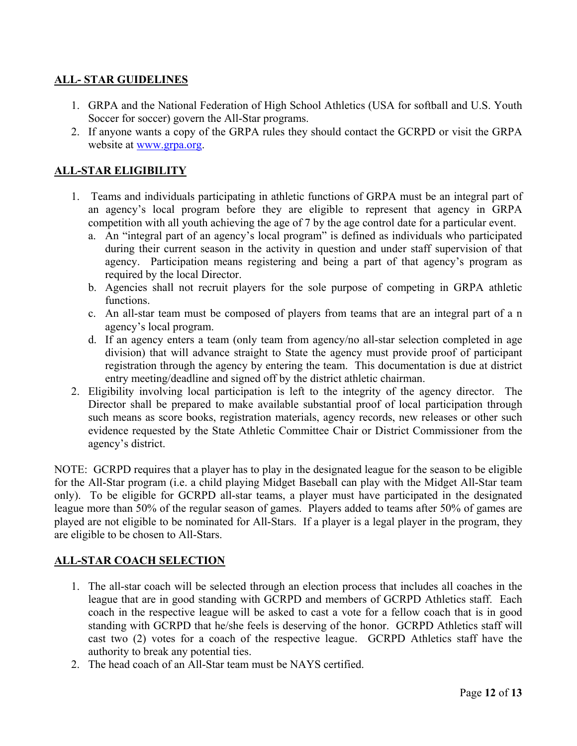## ALL- STAR GUIDELINES

1. GRPA and the National Federation of High School Athletics (USA for softball and U.S. Youth Soccer for soccer) govern the All-Star programs.
2. If anyone wants a copy of the GRPA rules they should contact the GCRPD or visit the GRPA website at www.grpa.org.

## ALL-STAR ELIGIBILITY

1. Teams and individuals participating in athletic functions of GRPA must be an integral part of an agency's local program before they are eligible to represent that agency in GRPA competition with all youth achieving the age of 7 by the age control date for a particular event.
   a. An "integral part of an agency's local program" is defined as individuals who participated during their current season in the activity in question and under staff supervision of that agency. Participation means registering and being a part of that agency's program as required by the local Director.
   b. Agencies shall not recruit players for the sole purpose of competing in GRPA athletic functions.
   c. An all-star team must be composed of players from teams that are an integral part of a n agency's local program.
   d. If an agency enters a team (only team from agency/no all-star selection completed in age division) that will advance straight to State the agency must provide proof of participant registration through the agency by entering the team. This documentation is due at district entry meeting/deadline and signed off by the district athletic chairman.
2. Eligibility involving local participation is left to the integrity of the agency director. The Director shall be prepared to make available substantial proof of local participation through such means as score books, registration materials, agency records, new releases or other such evidence requested by the State Athletic Committee Chair or District Commissioner from the agency's district.

NOTE: GCRPD requires that a player has to play in the designated league for the season to be eligible for the All-Star program (i.e. a child playing Midget Baseball can play with the Midget All-Star team only). To be eligible for GCRPD all-star teams, a player must have participated in the designated league more than 50% of the regular season of games. Players added to teams after 50% of games are played are not eligible to be nominated for All-Stars. If a player is a legal player in the program, they are eligible to be chosen to All-Stars.

## ALL-STAR COACH SELECTION

1. The all-star coach will be selected through an election process that includes all coaches in the league that are in good standing with GCRPD and members of GCRPD Athletics staff. Each coach in the respective league will be asked to cast a vote for a fellow coach that is in good standing with GCRPD that he/she feels is deserving of the honor. GCRPD Athletics staff will cast two (2) votes for a coach of the respective league. GCRPD Athletics staff have the authority to break any potential ties.
2. The head coach of an All-Star team must be NAYS certified.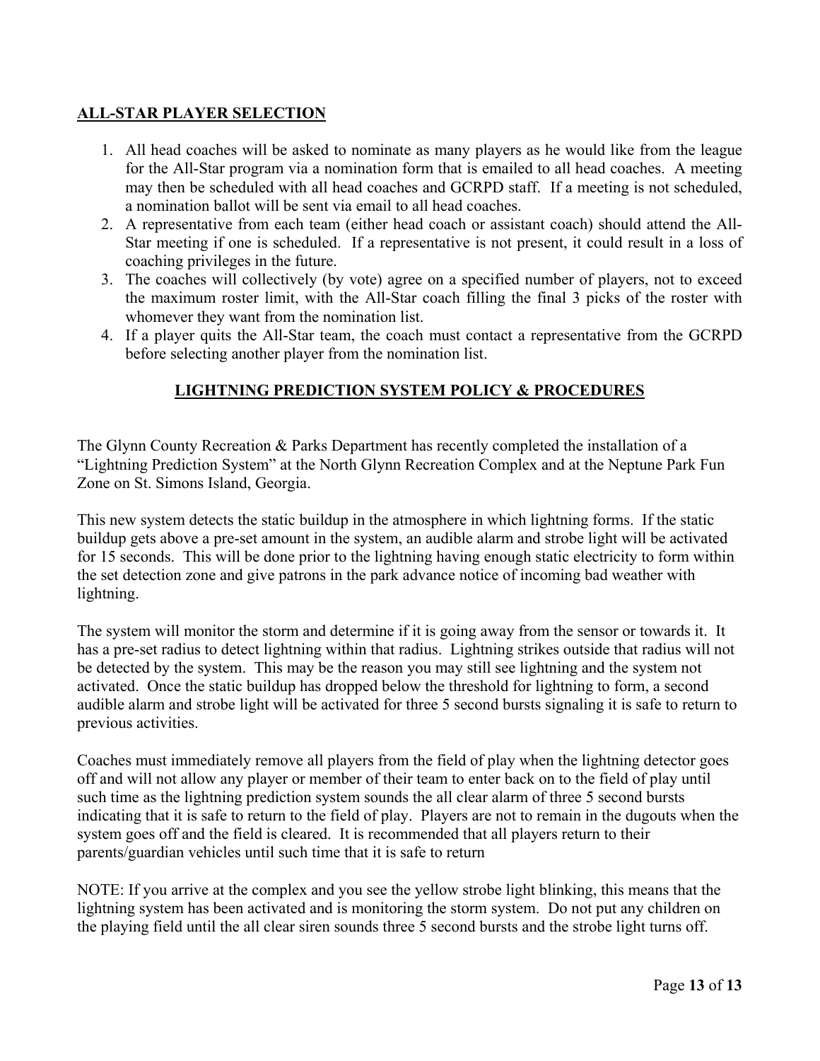## ALL-STAR PLAYER SELECTION

1. All head coaches will be asked to nominate as many players as he would like from the league for the All-Star program via a nomination form that is emailed to all head coaches. A meeting may then be scheduled with all head coaches and GCRPD staff. If a meeting is not scheduled, a nomination ballot will be sent via email to all head coaches.
2. A representative from each team (either head coach or assistant coach) should attend the All-Star meeting if one is scheduled. If a representative is not present, it could result in a loss of coaching privileges in the future.
3. The coaches will collectively (by vote) agree on a specified number of players, not to exceed the maximum roster limit, with the All-Star coach filling the final 3 picks of the roster with whomever they want from the nomination list.
4. If a player quits the All-Star team, the coach must contact a representative from the GCRPD before selecting another player from the nomination list.

## LIGHTNING PREDICTION SYSTEM POLICY & PROCEDURES

The Glynn County Recreation & Parks Department has recently completed the installation of a "Lightning Prediction System" at the North Glynn Recreation Complex and at the Neptune Park Fun Zone on St. Simons Island, Georgia.

This new system detects the static buildup in the atmosphere in which lightning forms. If the static buildup gets above a pre-set amount in the system, an audible alarm and strobe light will be activated for 15 seconds. This will be done prior to the lightning having enough static electricity to form within the set detection zone and give patrons in the park advance notice of incoming bad weather with lightning.

The system will monitor the storm and determine if it is going away from the sensor or towards it. It has a pre-set radius to detect lightning within that radius. Lightning strikes outside that radius will not be detected by the system. This may be the reason you may still see lightning and the system not activated. Once the static buildup has dropped below the threshold for lightning to form, a second audible alarm and strobe light will be activated for three 5 second bursts signaling it is safe to return to previous activities.

Coaches must immediately remove all players from the field of play when the lightning detector goes off and will not allow any player or member of their team to enter back on to the field of play until such time as the lightning prediction system sounds the all clear alarm of three 5 second bursts indicating that it is safe to return to the field of play. Players are not to remain in the dugouts when the system goes off and the field is cleared. It is recommended that all players return to their parents/guardian vehicles until such time that it is safe to return

NOTE: If you arrive at the complex and you see the yellow strobe light blinking, this means that the lightning system has been activated and is monitoring the storm system. Do not put any children on the playing field until the all clear siren sounds three 5 second bursts and the strobe light turns off.